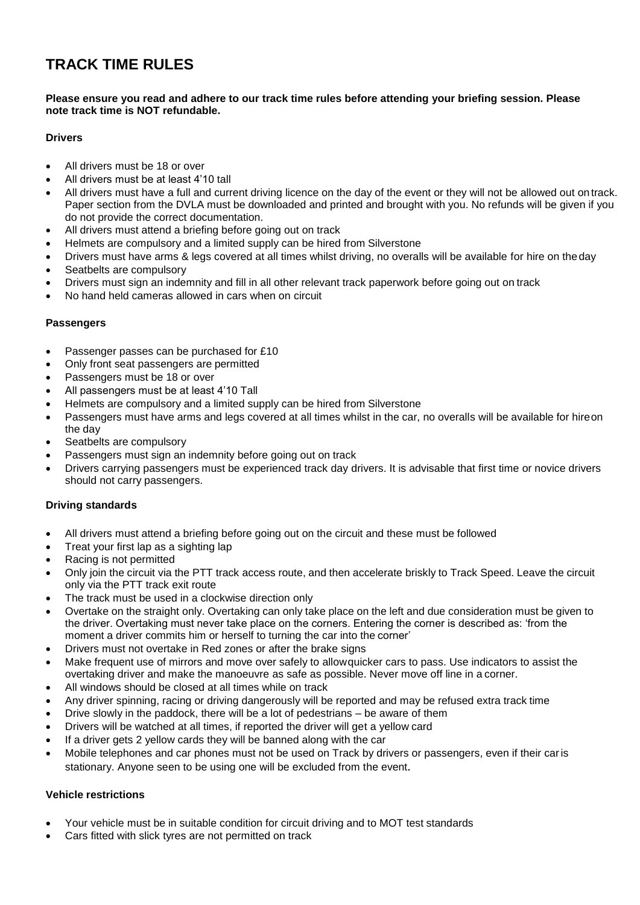# TRACK TIME RULES

**Please ensure you read and adhere to our track time rules before attending your briefing session. Please note track time is NOT refundable.**

### Drivers

- All drivers must be 18 or over
- All drivers must be at least 4'10 tall
- All drivers must have a full and current driving licence on the day of the event or they will not be allowed out on track. Paper section from the DVLA must be downloaded and printed and brought with you. No refunds will be given if you do not provide the correct documentation.
- All drivers must attend a briefing before going out on track
- Helmets are compulsory and a limited supply can be hired from Silverstone
- Drivers must have arms & legs covered at all times whilst driving, no overalls will be available for hire on the day
- Seatbelts are compulsory
- Drivers must sign an indemnity and fill in all other relevant track paperwork before going out on track
- No hand held cameras allowed in cars when on circuit

### Passengers

- Passenger passes can be purchased for £10
- Only front seat passengers are permitted
- Passengers must be 18 or over
- All passengers must be at least 4'10 Tall
- Helmets are compulsory and a limited supply can be hired from Silverstone
- Passengers must have arms and legs covered at all times whilst in the car, no overalls will be available for hire on the day
- Seatbelts are compulsory
- Passengers must sign an indemnity before going out on track
- Drivers carrying passengers must be experienced track day drivers. It is advisable that first time or novice drivers should not carry passengers.

### Driving standards

- All drivers must attend a briefing before going out on the circuit and these must be followed
- Treat your first lap as a sighting lap
- Racing is not permitted
- Only join the circuit via the PTT track access route, and then accelerate briskly to Track Speed. Leave the circuit only via the PTT track exit route
- The track must be used in a clockwise direction only
- Overtake on the straight only. Overtaking can only take place on the left and due consideration must be given to the driver. Overtaking must never take place on the corners. Entering the corner is described as: 'from the moment a driver commits him or herself to turning the car into the corner'
- Drivers must not overtake in Red zones or after the brake signs
- Make frequent use of mirrors and move over safely to allow quicker cars to pass. Use indicators to assist the overtaking driver and make the manoeuvre as safe as possible. Never move off line in a corner.
- All windows should be closed at all times while on track
- Any driver spinning, racing or driving dangerously will be reported and may be refused extra track time
- Drive slowly in the paddock, there will be a lot of pedestrians – be aware of them
- Drivers will be watched at all times, if reported the driver will get a yellow card
- If a driver gets 2 yellow cards they will be banned along with the car
- Mobile telephones and car phones must not be used on Track by drivers or passengers, even if their car is stationary. Anyone seen to be using one will be excluded from the event.

### Vehicle restrictions

- Your vehicle must be in suitable condition for circuit driving and to MOT test standards
- Cars fitted with slick tyres are not permitted on track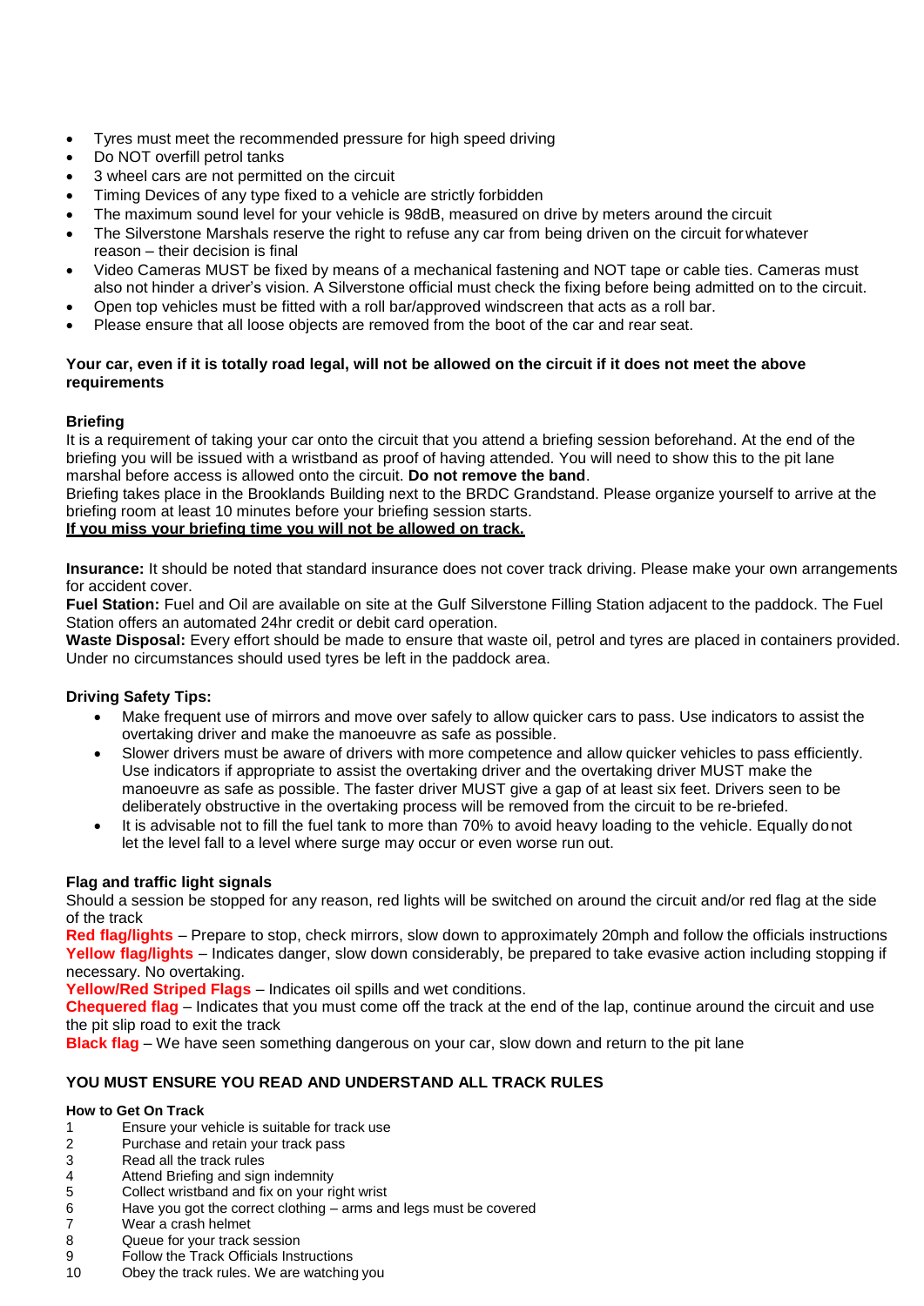- Tyres must meet the recommended pressure for high speed driving
- Do NOT overfill petrol tanks
- 3 wheel cars are not permitted on the circuit
- Timing Devices of any type fixed to a vehicle are strictly forbidden
- The maximum sound level for your vehicle is 98dB, measured on drive by meters around the circuit
- The Silverstone Marshals reserve the right to refuse any car from being driven on the circuit for whatever reason – their decision is final
- Video Cameras MUST be fixed by means of a mechanical fastening and NOT tape or cable ties. Cameras must also not hinder a driver's vision. A Silverstone official must check the fixing before being admitted on to the circuit.
- Open top vehicles must be fitted with a roll bar/approved windscreen that acts as a roll bar.
- Please ensure that all loose objects are removed from the boot of the car and rear seat.

**Your car, even if it is totally road legal, will not be allowed on the circuit if it does not meet the above requirements**

**Briefing**

It is a requirement of taking your car onto the circuit that you attend a briefing session beforehand. At the end of the briefing you will be issued with a wristband as proof of having attended. You will need to show this to the pit lane marshal before access is allowed onto the circuit. **Do not remove the band**.

Briefing takes place in the Brooklands Building next to the BRDC Grandstand. Please organize yourself to arrive at the briefing room at least 10 minutes before your briefing session starts.

**If you miss your briefing time you will not be allowed on track.**

**Insurance:** It should be noted that standard insurance does not cover track driving. Please make your own arrangements for accident cover.

**Fuel Station:** Fuel and Oil are available on site at the Gulf Silverstone Filling Station adjacent to the paddock. The Fuel Station offers an automated 24hr credit or debit card operation.

**Waste Disposal:** Every effort should be made to ensure that waste oil, petrol and tyres are placed in containers provided. Under no circumstances should used tyres be left in the paddock area.

**Driving Safety Tips:**

- Make frequent use of mirrors and move over safely to allow quicker cars to pass. Use indicators to assist the overtaking driver and make the manoeuvre as safe as possible.
- Slower drivers must be aware of drivers with more competence and allow quicker vehicles to pass efficiently. Use indicators if appropriate to assist the overtaking driver and the overtaking driver MUST make the manoeuvre as safe as possible. The faster driver MUST give a gap of at least six feet. Drivers seen to be deliberately obstructive in the overtaking process will be removed from the circuit to be re-briefed.
- It is advisable not to fill the fuel tank to more than 70% to avoid heavy loading to the vehicle. Equally do not let the level fall to a level where surge may occur or even worse run out.

**Flag and traffic light signals**

Should a session be stopped for any reason, red lights will be switched on around the circuit and/or red flag at the side of the track

**Red flag/lights** – Prepare to stop, check mirrors, slow down to approximately 20mph and follow the officials instructions
**Yellow flag/lights** – Indicates danger, slow down considerably, be prepared to take evasive action including stopping if necessary. No overtaking.
**Yellow/Red Striped Flags** – Indicates oil spills and wet conditions.
**Chequered flag** – Indicates that you must come off the track at the end of the lap, continue around the circuit and use the pit slip road to exit the track
**Black flag** – We have seen something dangerous on your car, slow down and return to the pit lane

**YOU MUST ENSURE YOU READ AND UNDERSTAND ALL TRACK RULES**

**How to Get On Track**

1. Ensure your vehicle is suitable for track use
2. Purchase and retain your track pass
3. Read all the track rules
4. Attend Briefing and sign indemnity
5. Collect wristband and fix on your right wrist
6. Have you got the correct clothing – arms and legs must be covered
7. Wear a crash helmet
8. Queue for your track session
9. Follow the Track Officials Instructions
10. Obey the track rules. We are watching you